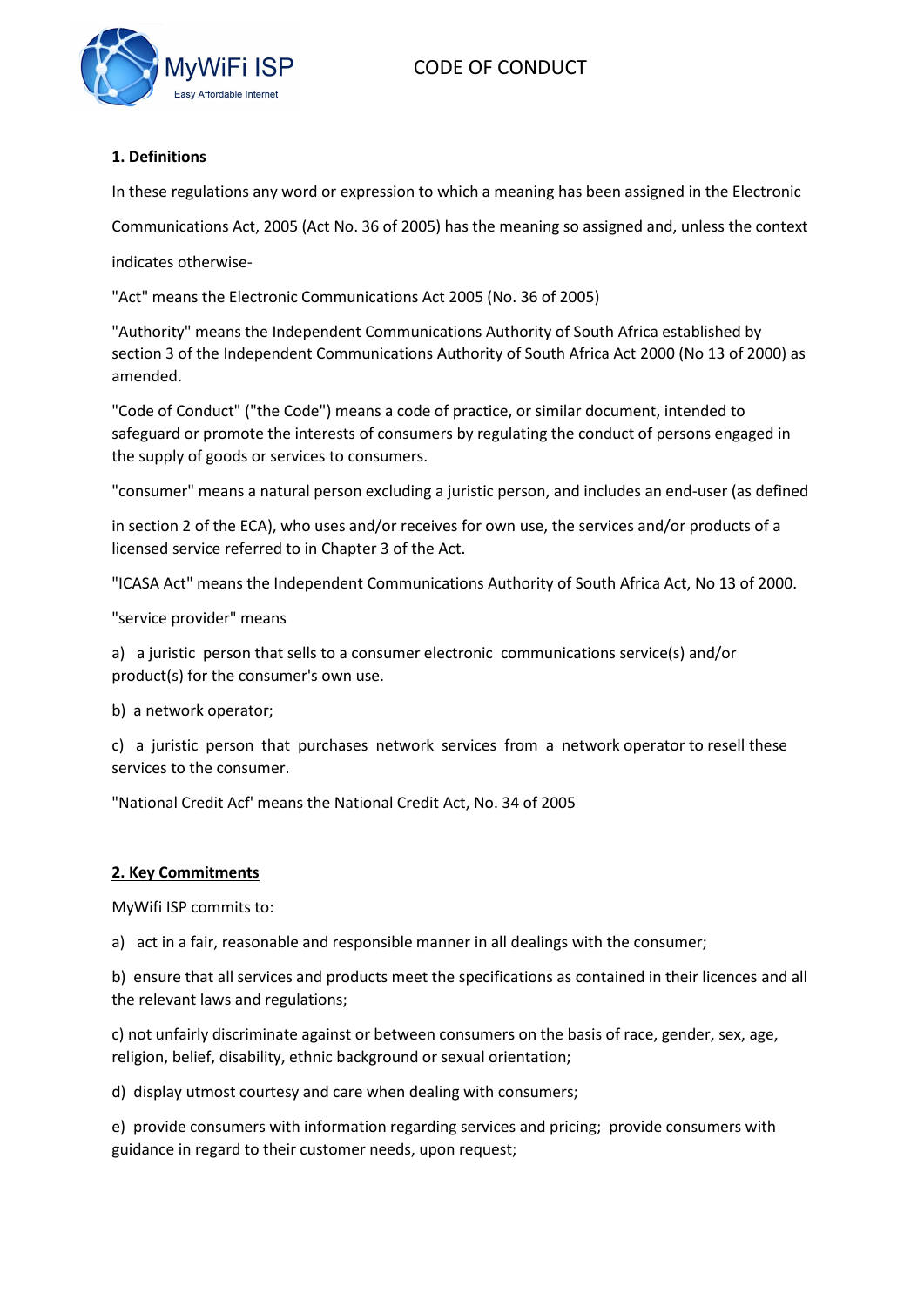# CODE OF CONDUCT

MyWiFi ISP
Easy Affordable Internet

## 1. Definitions

In these regulations any word or expression to which a meaning has been assigned in the Electronic Communications Act, 2005 (Act No. 36 of 2005) has the meaning so assigned and, unless the context indicates otherwise-

"Act" means the Electronic Communications Act 2005 (No. 36 of 2005)

"Authority" means the Independent Communications Authority of South Africa established by section 3 of the Independent Communications Authority of South Africa Act 2000 (No 13 of 2000) as amended.

"Code of Conduct" ("the Code") means a code of practice, or similar document, intended to safeguard or promote the interests of consumers by regulating the conduct of persons engaged in the supply of goods or services to consumers.

"consumer" means a natural person excluding a juristic person, and includes an end-user (as defined in section 2 of the ECA), who uses and/or receives for own use, the services and/or products of a licensed service referred to in Chapter 3 of the Act.

"ICASA Act" means the Independent Communications Authority of South Africa Act, No 13 of 2000.

"service provider" means

a) a juristic person that sells to a consumer electronic communications service(s) and/or product(s) for the consumer's own use.

b) a network operator;

c) a juristic person that purchases network services from a network operator to resell these services to the consumer.

"National Credit Acf' means the National Credit Act, No. 34 of 2005

## 2. Key Commitments

MyWifi ISP commits to:

a) act in a fair, reasonable and responsible manner in all dealings with the consumer;

b) ensure that all services and products meet the specifications as contained in their licences and all the relevant laws and regulations;

c) not unfairly discriminate against or between consumers on the basis of race, gender, sex, age, religion, belief, disability, ethnic background or sexual orientation;

d) display utmost courtesy and care when dealing with consumers;

e) provide consumers with information regarding services and pricing; provide consumers with guidance in regard to their customer needs, upon request;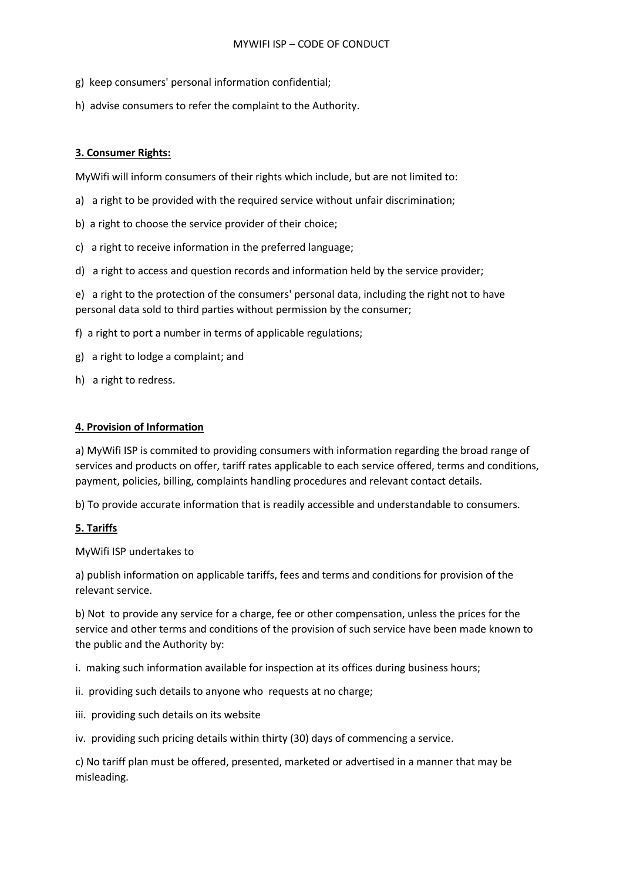g) keep consumers' personal information confidential;

h) advise consumers to refer the complaint to the Authority.

## 3. Consumer Rights:

MyWifi will inform consumers of their rights which include, but are not limited to:

a) a right to be provided with the required service without unfair discrimination;

b) a right to choose the service provider of their choice;

c) a right to receive information in the preferred language;

d) a right to access and question records and information held by the service provider;

e) a right to the protection of the consumers' personal data, including the right not to have personal data sold to third parties without permission by the consumer;

f) a right to port a number in terms of applicable regulations;

g) a right to lodge a complaint; and

h) a right to redress.

## 4. Provision of Information

a) MyWifi ISP is commited to providing consumers with information regarding the broad range of services and products on offer, tariff rates applicable to each service offered, terms and conditions, payment, policies, billing, complaints handling procedures and relevant contact details.

b) To provide accurate information that is readily accessible and understandable to consumers.

## 5. Tariffs

MyWifi ISP undertakes to

a) publish information on applicable tariffs, fees and terms and conditions for provision of the relevant service.

b) Not to provide any service for a charge, fee or other compensation, unless the prices for the service and other terms and conditions of the provision of such service have been made known to the public and the Authority by:

i. making such information available for inspection at its offices during business hours;

ii. providing such details to anyone who requests at no charge;

iii. providing such details on its website

iv. providing such pricing details within thirty (30) days of commencing a service.

c) No tariff plan must be offered, presented, marketed or advertised in a manner that may be misleading.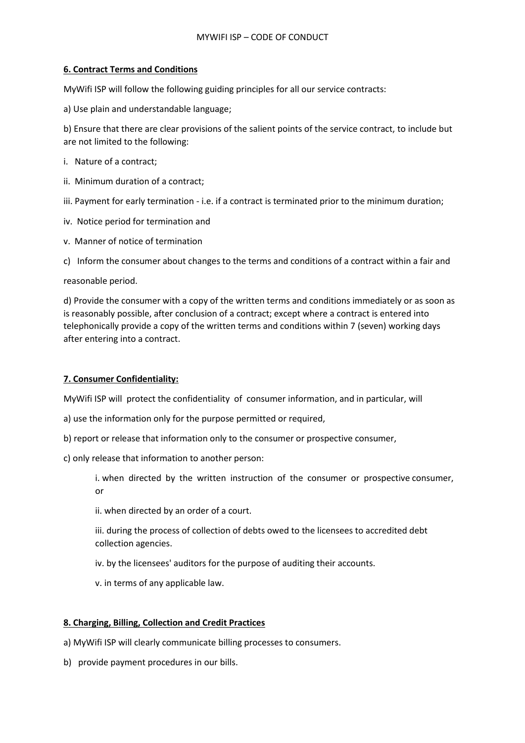## 6. Contract Terms and Conditions

MyWifi ISP will follow the following guiding principles for all our service contracts:

a) Use plain and understandable language;

b) Ensure that there are clear provisions of the salient points of the service contract, to include but are not limited to the following:

i. Nature of a contract;

ii. Minimum duration of a contract;

iii. Payment for early termination - i.e. if a contract is terminated prior to the minimum duration;

iv. Notice period for termination and

v. Manner of notice of termination

c) Inform the consumer about changes to the terms and conditions of a contract within a fair and reasonable period.

d) Provide the consumer with a copy of the written terms and conditions immediately or as soon as is reasonably possible, after conclusion of a contract; except where a contract is entered into telephonically provide a copy of the written terms and conditions within 7 (seven) working days after entering into a contract.

## 7. Consumer Confidentiality:

MyWifi ISP will protect the confidentiality of consumer information, and in particular, will

a) use the information only for the purpose permitted or required,

b) report or release that information only to the consumer or prospective consumer,

c) only release that information to another person:

> i. when directed by the written instruction of the consumer or prospective consumer, or
>
> ii. when directed by an order of a court.
>
> iii. during the process of collection of debts owed to the licensees to accredited debt collection agencies.
>
> iv. by the licensees' auditors for the purpose of auditing their accounts.
>
> v. in terms of any applicable law.

## 8. Charging, Billing, Collection and Credit Practices

a) MyWifi ISP will clearly communicate billing processes to consumers.

b) provide payment procedures in our bills.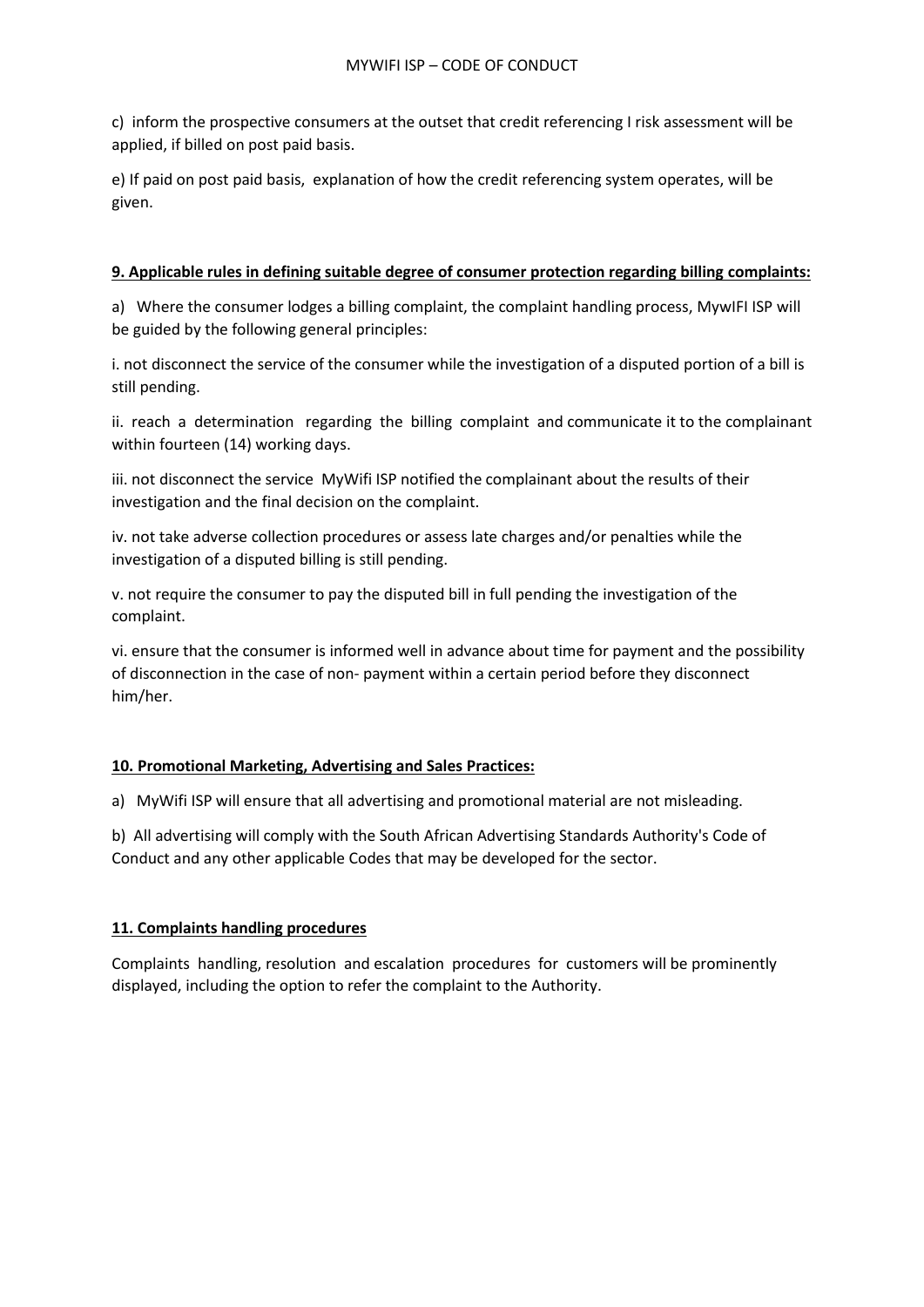c) inform the prospective consumers at the outset that credit referencing I risk assessment will be applied, if billed on post paid basis.

e) If paid on post paid basis, explanation of how the credit referencing system operates, will be given.

**9. Applicable rules in defining suitable degree of consumer protection regarding billing complaints:**

a) Where the consumer lodges a billing complaint, the complaint handling process, MywIFI ISP will be guided by the following general principles:

i. not disconnect the service of the consumer while the investigation of a disputed portion of a bill is still pending.

ii. reach a determination regarding the billing complaint and communicate it to the complainant within fourteen (14) working days.

iii. not disconnect the service MyWifi ISP notified the complainant about the results of their investigation and the final decision on the complaint.

iv. not take adverse collection procedures or assess late charges and/or penalties while the investigation of a disputed billing is still pending.

v. not require the consumer to pay the disputed bill in full pending the investigation of the complaint.

vi. ensure that the consumer is informed well in advance about time for payment and the possibility of disconnection in the case of non- payment within a certain period before they disconnect him/her.

**10. Promotional Marketing, Advertising and Sales Practices:**

a) MyWifi ISP will ensure that all advertising and promotional material are not misleading.

b) All advertising will comply with the South African Advertising Standards Authority's Code of Conduct and any other applicable Codes that may be developed for the sector.

**11. Complaints handling procedures**

Complaints handling, resolution and escalation procedures for customers will be prominently displayed, including the option to refer the complaint to the Authority.